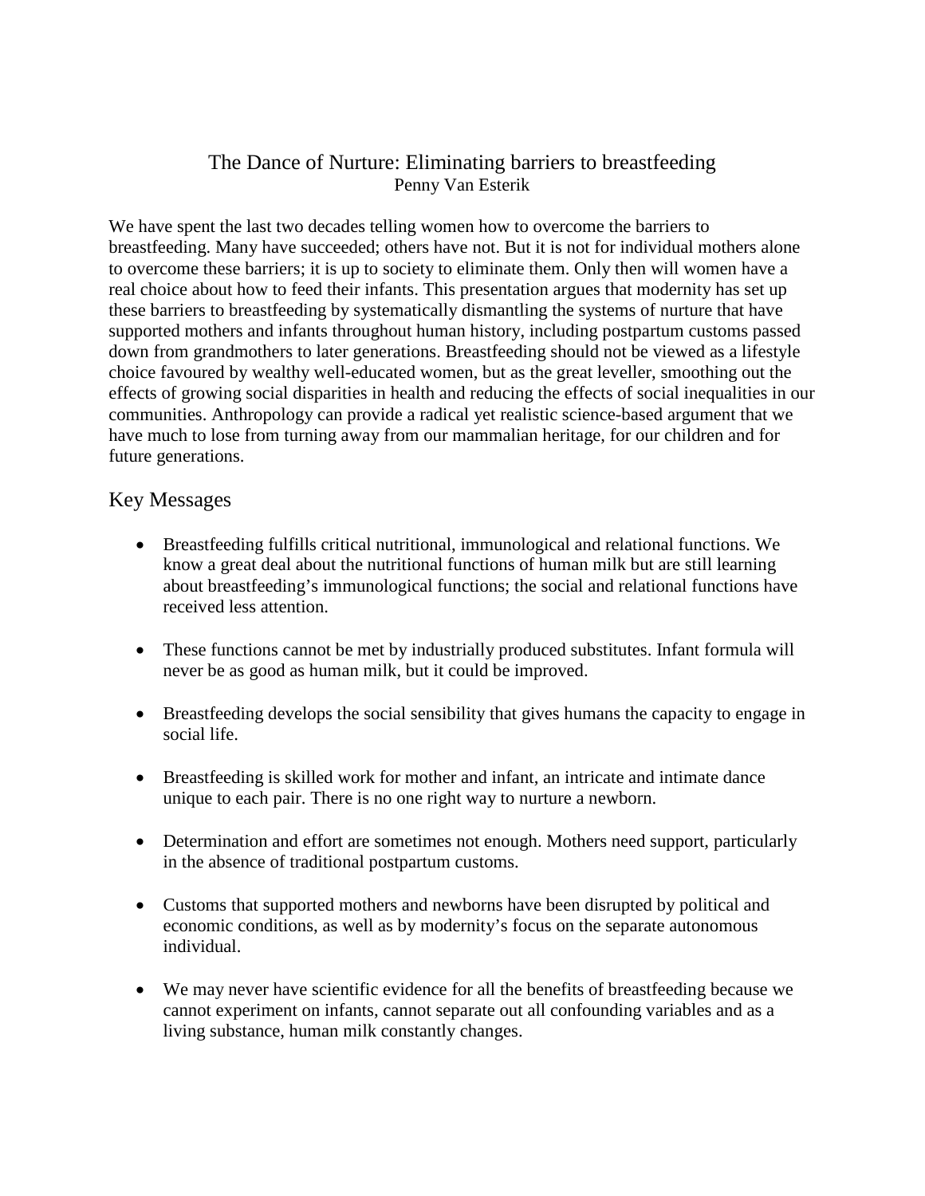# The Dance of Nurture: Eliminating barriers to breastfeeding

Penny Van Esterik

We have spent the last two decades telling women how to overcome the barriers to breastfeeding. Many have succeeded; others have not. But it is not for individual mothers alone to overcome these barriers; it is up to society to eliminate them. Only then will women have a real choice about how to feed their infants. This presentation argues that modernity has set up these barriers to breastfeeding by systematically dismantling the systems of nurture that have supported mothers and infants throughout human history, including postpartum customs passed down from grandmothers to later generations. Breastfeeding should not be viewed as a lifestyle choice favoured by wealthy well-educated women, but as the great leveller, smoothing out the effects of growing social disparities in health and reducing the effects of social inequalities in our communities. Anthropology can provide a radical yet realistic science-based argument that we have much to lose from turning away from our mammalian heritage, for our children and for future generations.

## Key Messages

- Breastfeeding fulfills critical nutritional, immunological and relational functions. We know a great deal about the nutritional functions of human milk but are still learning about breastfeeding's immunological functions; the social and relational functions have received less attention.
- These functions cannot be met by industrially produced substitutes. Infant formula will never be as good as human milk, but it could be improved.
- Breastfeeding develops the social sensibility that gives humans the capacity to engage in social life.
- Breastfeeding is skilled work for mother and infant, an intricate and intimate dance unique to each pair. There is no one right way to nurture a newborn.
- Determination and effort are sometimes not enough. Mothers need support, particularly in the absence of traditional postpartum customs.
- Customs that supported mothers and newborns have been disrupted by political and economic conditions, as well as by modernity's focus on the separate autonomous individual.
- We may never have scientific evidence for all the benefits of breastfeeding because we cannot experiment on infants, cannot separate out all confounding variables and as a living substance, human milk constantly changes.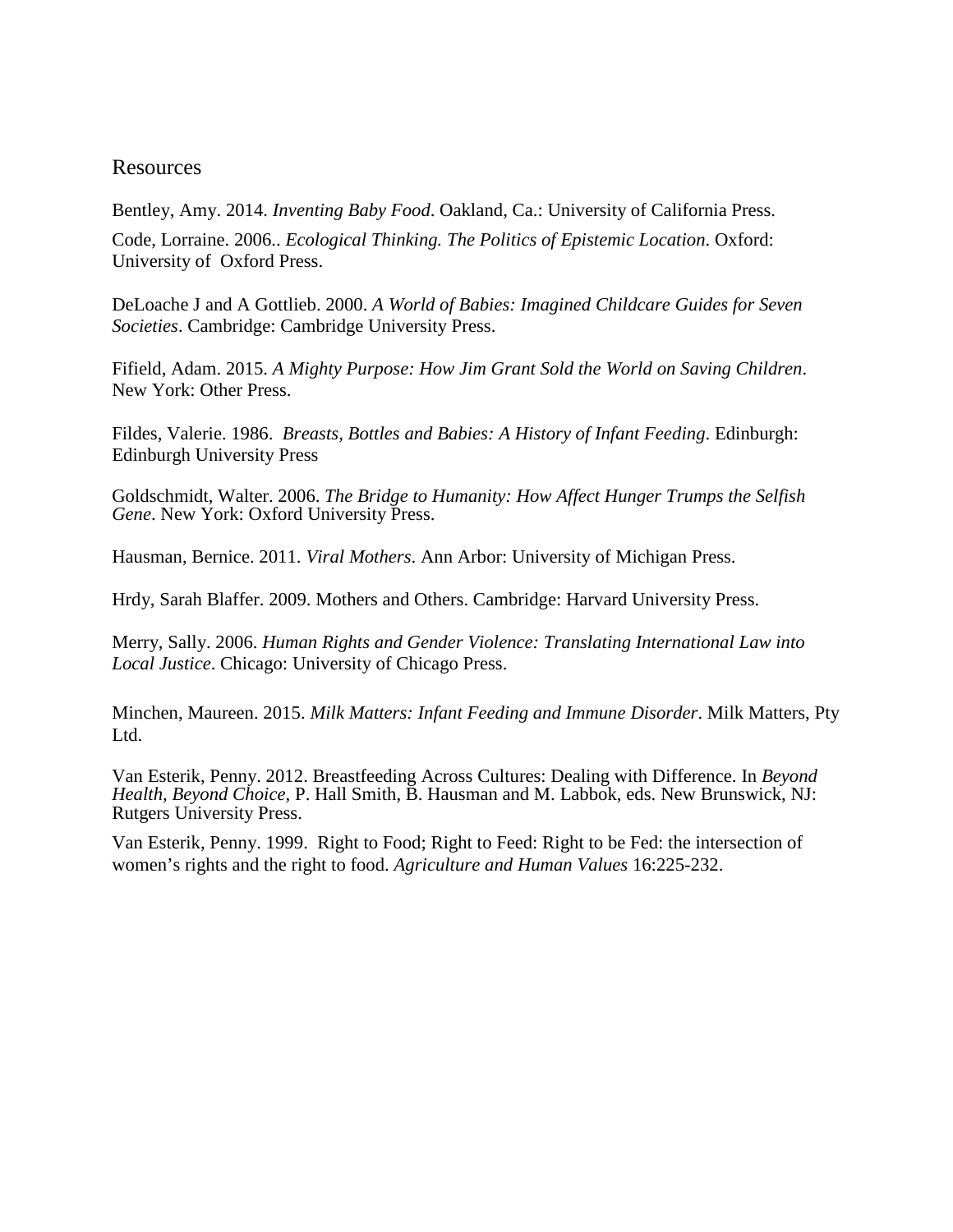## Resources

Bentley, Amy. 2014. *Inventing Baby Food*. Oakland, Ca.: University of California Press.

Code, Lorraine. 2006.. *Ecological Thinking. The Politics of Epistemic Location*. Oxford: University of Oxford Press.

DeLoache J and A Gottlieb. 2000. *A World of Babies: Imagined Childcare Guides for Seven Societies*. Cambridge: Cambridge University Press.

Fifield, Adam. 2015. *A Mighty Purpose: How Jim Grant Sold the World on Saving Children*. New York: Other Press.

Fildes, Valerie. 1986. *Breasts, Bottles and Babies: A History of Infant Feeding*. Edinburgh: Edinburgh University Press

Goldschmidt, Walter. 2006. *The Bridge to Humanity: How Affect Hunger Trumps the Selfish Gene*. New York: Oxford University Press.

Hausman, Bernice. 2011. *Viral Mothers*. Ann Arbor: University of Michigan Press.

Hrdy, Sarah Blaffer. 2009. Mothers and Others. Cambridge: Harvard University Press.

Merry, Sally. 2006. *Human Rights and Gender Violence: Translating International Law into Local Justice*. Chicago: University of Chicago Press.

Minchen, Maureen. 2015. *Milk Matters: Infant Feeding and Immune Disorder*. Milk Matters, Pty Ltd.

Van Esterik, Penny. 2012. Breastfeeding Across Cultures: Dealing with Difference. In *Beyond Health, Beyond Choice*, P. Hall Smith, B. Hausman and M. Labbok, eds. New Brunswick, NJ: Rutgers University Press.

Van Esterik, Penny. 1999. Right to Food; Right to Feed: Right to be Fed: the intersection of women's rights and the right to food. *Agriculture and Human Values* 16:225-232.